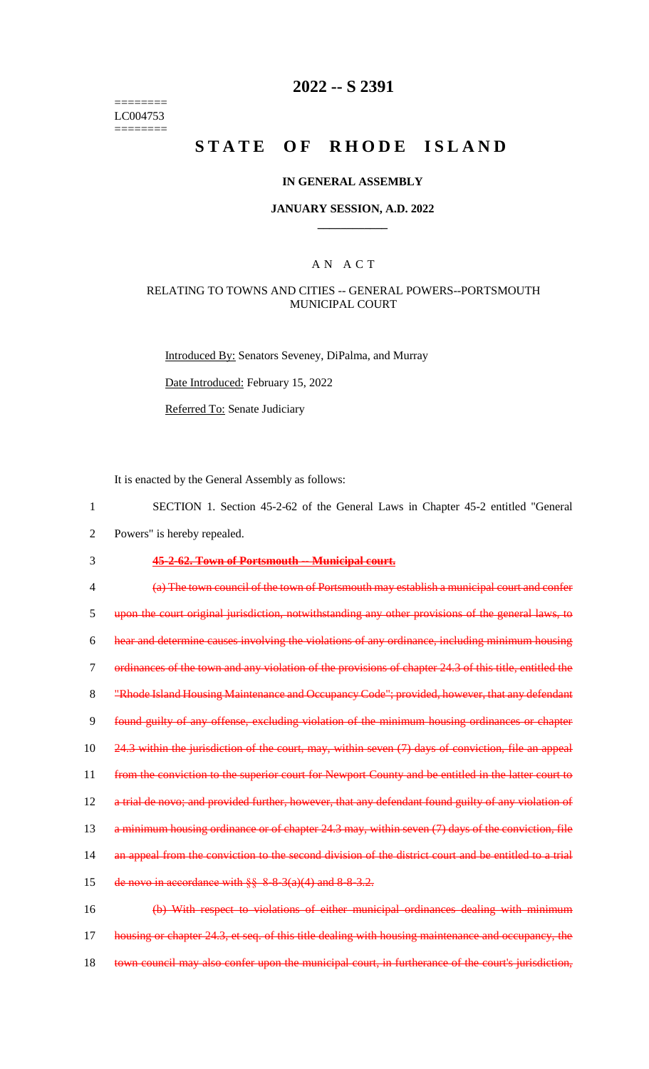========
LC004753
========

# 2022 -- S 2391

# STATE OF RHODE ISLAND

## IN GENERAL ASSEMBLY

### JANUARY SESSION, A.D. 2022

## A N A C T

### RELATING TO TOWNS AND CITIES -- GENERAL POWERS--PORTSMOUTH MUNICIPAL COURT

Introduced By: Senators Seveney, DiPalma, and Murray

Date Introduced: February 15, 2022

Referred To: Senate Judiciary

It is enacted by the General Assembly as follows:

SECTION 1. Section 45-2-62 of the General Laws in Chapter 45-2 entitled "General Powers" is hereby repealed.

~~**45-2-62. Town of Portsmouth -- Municipal court.**~~

~~(a) The town council of the town of Portsmouth may establish a municipal court and confer upon the court original jurisdiction, notwithstanding any other provisions of the general laws, to hear and determine causes involving the violations of any ordinance, including minimum housing ordinances of the town and any violation of the provisions of chapter 24.3 of this title, entitled the "Rhode Island Housing Maintenance and Occupancy Code"; provided, however, that any defendant found guilty of any offense, excluding violation of the minimum housing ordinances or chapter 24.3 within the jurisdiction of the court, may, within seven (7) days of conviction, file an appeal from the conviction to the superior court for Newport County and be entitled in the latter court to a trial de novo; and provided further, however, that any defendant found guilty of any violation of a minimum housing ordinance or of chapter 24.3 may, within seven (7) days of the conviction, file an appeal from the conviction to the second division of the district court and be entitled to a trial de novo in accordance with §§ 8-8-3(a)(4) and 8-8-3.2.~~

~~(b) With respect to violations of either municipal ordinances dealing with minimum housing or chapter 24.3, et seq. of this title dealing with housing maintenance and occupancy, the town council may also confer upon the municipal court, in furtherance of the court's jurisdiction,~~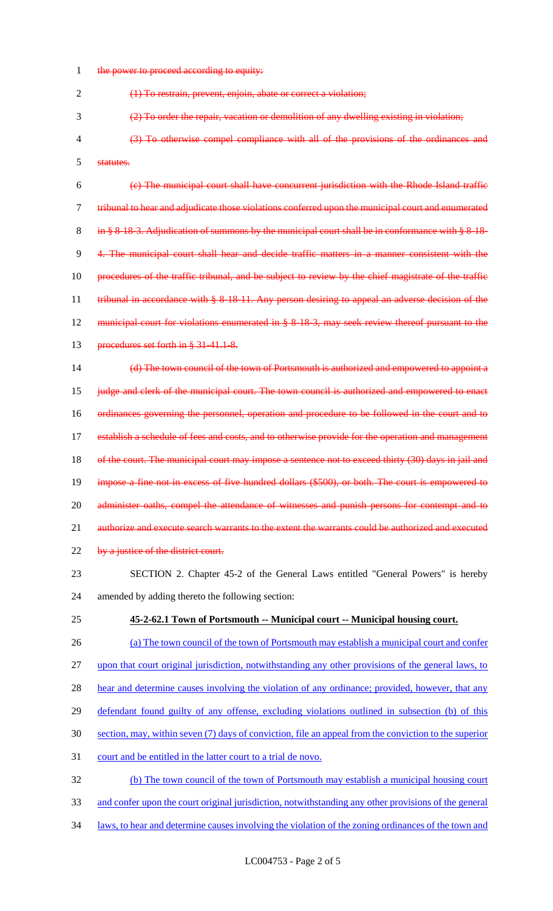~~the power to proceed according to equity:~~

~~(1) To restrain, prevent, enjoin, abate or correct a violation;~~

~~(2) To order the repair, vacation or demolition of any dwelling existing in violation;~~

~~(3) To otherwise compel compliance with all of the provisions of the ordinances and statutes.~~

~~(c) The municipal court shall have concurrent jurisdiction with the Rhode Island traffic tribunal to hear and adjudicate those violations conferred upon the municipal court and enumerated in § 8-18-3. Adjudication of summons by the municipal court shall be in conformance with § 8-18-4. The municipal court shall hear and decide traffic matters in a manner consistent with the procedures of the traffic tribunal, and be subject to review by the chief magistrate of the traffic tribunal in accordance with § 8-18-11. Any person desiring to appeal an adverse decision of the municipal court for violations enumerated in § 8-18-3, may seek review thereof pursuant to the procedures set forth in § 31-41.1-8.~~

~~(d) The town council of the town of Portsmouth is authorized and empowered to appoint a judge and clerk of the municipal court. The town council is authorized and empowered to enact ordinances governing the personnel, operation and procedure to be followed in the court and to establish a schedule of fees and costs, and to otherwise provide for the operation and management of the court. The municipal court may impose a sentence not to exceed thirty (30) days in jail and impose a fine not in excess of five hundred dollars ($500), or both. The court is empowered to administer oaths, compel the attendance of witnesses and punish persons for contempt and to authorize and execute search warrants to the extent the warrants could be authorized and executed by a justice of the district court.~~

SECTION 2. Chapter 45-2 of the General Laws entitled "General Powers" is hereby amended by adding thereto the following section:

<u>**45-2-62.1 Town of Portsmouth -- Municipal court -- Municipal housing court.**</u>

<u>(a) The town council of the town of Portsmouth may establish a municipal court and confer upon that court original jurisdiction, notwithstanding any other provisions of the general laws, to hear and determine causes involving the violation of any ordinance; provided, however, that any defendant found guilty of any offense, excluding violations outlined in subsection (b) of this section, may, within seven (7) days of conviction, file an appeal from the conviction to the superior court and be entitled in the latter court to a trial de novo.</u>

<u>(b) The town council of the town of Portsmouth may establish a municipal housing court and confer upon the court original jurisdiction, notwithstanding any other provisions of the general laws, to hear and determine causes involving the violation of the zoning ordinances of the town and</u>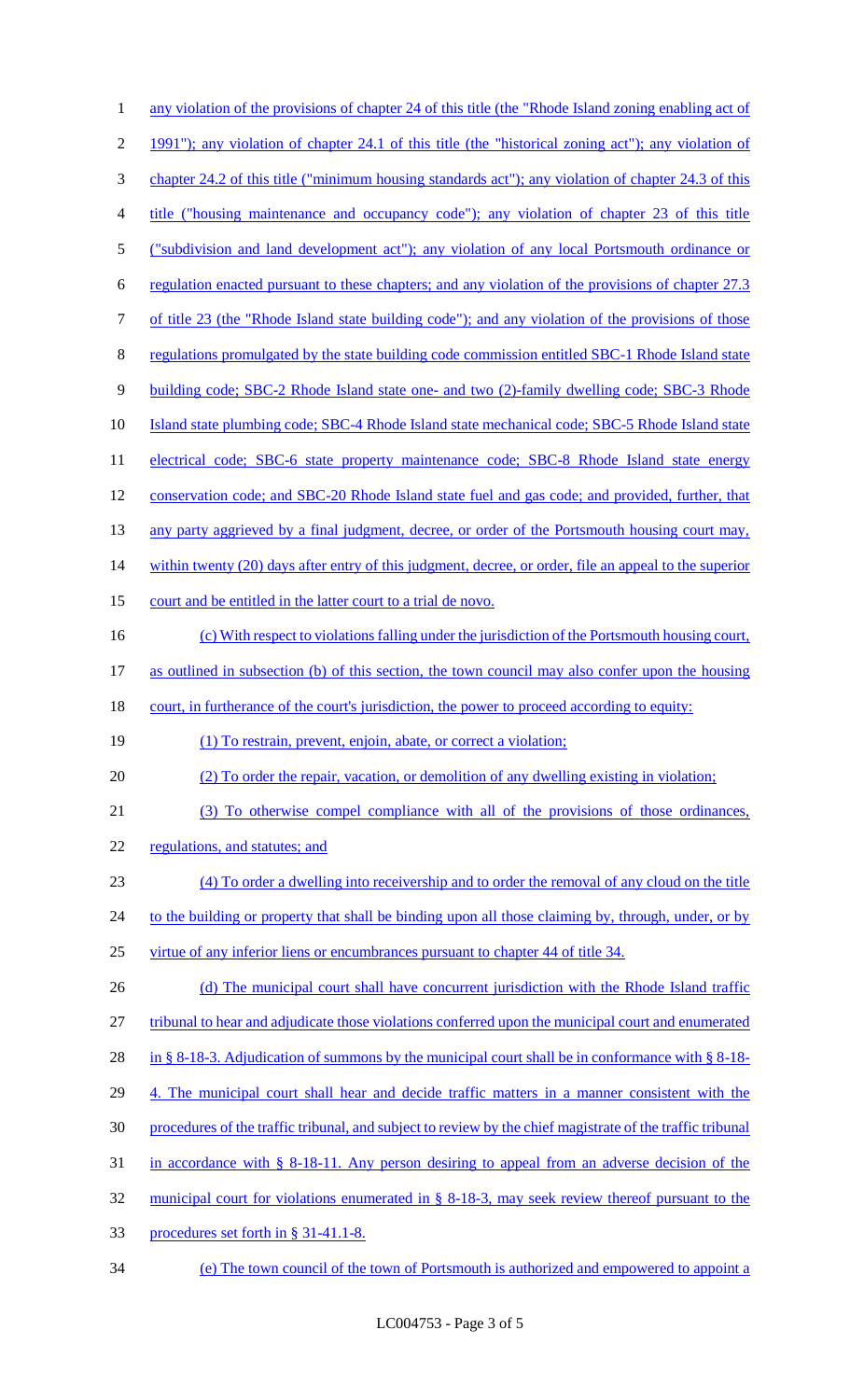any violation of the provisions of chapter 24 of this title (the "Rhode Island zoning enabling act of 1991"); any violation of chapter 24.1 of this title (the "historical zoning act"); any violation of chapter 24.2 of this title ("minimum housing standards act"); any violation of chapter 24.3 of this title ("housing maintenance and occupancy code"); any violation of chapter 23 of this title ("subdivision and land development act"); any violation of any local Portsmouth ordinance or regulation enacted pursuant to these chapters; and any violation of the provisions of chapter 27.3 of title 23 (the "Rhode Island state building code"); and any violation of the provisions of those regulations promulgated by the state building code commission entitled SBC-1 Rhode Island state building code; SBC-2 Rhode Island state one- and two (2)-family dwelling code; SBC-3 Rhode Island state plumbing code; SBC-4 Rhode Island state mechanical code; SBC-5 Rhode Island state electrical code; SBC-6 state property maintenance code; SBC-8 Rhode Island state energy conservation code; and SBC-20 Rhode Island state fuel and gas code; and provided, further, that any party aggrieved by a final judgment, decree, or order of the Portsmouth housing court may, within twenty (20) days after entry of this judgment, decree, or order, file an appeal to the superior court and be entitled in the latter court to a trial de novo.

(c) With respect to violations falling under the jurisdiction of the Portsmouth housing court, as outlined in subsection (b) of this section, the town council may also confer upon the housing court, in furtherance of the court's jurisdiction, the power to proceed according to equity:

(1) To restrain, prevent, enjoin, abate, or correct a violation;

(2) To order the repair, vacation, or demolition of any dwelling existing in violation;

(3) To otherwise compel compliance with all of the provisions of those ordinances, regulations, and statutes; and

(4) To order a dwelling into receivership and to order the removal of any cloud on the title to the building or property that shall be binding upon all those claiming by, through, under, or by virtue of any inferior liens or encumbrances pursuant to chapter 44 of title 34.

(d) The municipal court shall have concurrent jurisdiction with the Rhode Island traffic tribunal to hear and adjudicate those violations conferred upon the municipal court and enumerated in § 8-18-3. Adjudication of summons by the municipal court shall be in conformance with § 8-18-4. The municipal court shall hear and decide traffic matters in a manner consistent with the procedures of the traffic tribunal, and subject to review by the chief magistrate of the traffic tribunal in accordance with § 8-18-11. Any person desiring to appeal from an adverse decision of the municipal court for violations enumerated in § 8-18-3, may seek review thereof pursuant to the procedures set forth in § 31-41.1-8.

(e) The town council of the town of Portsmouth is authorized and empowered to appoint a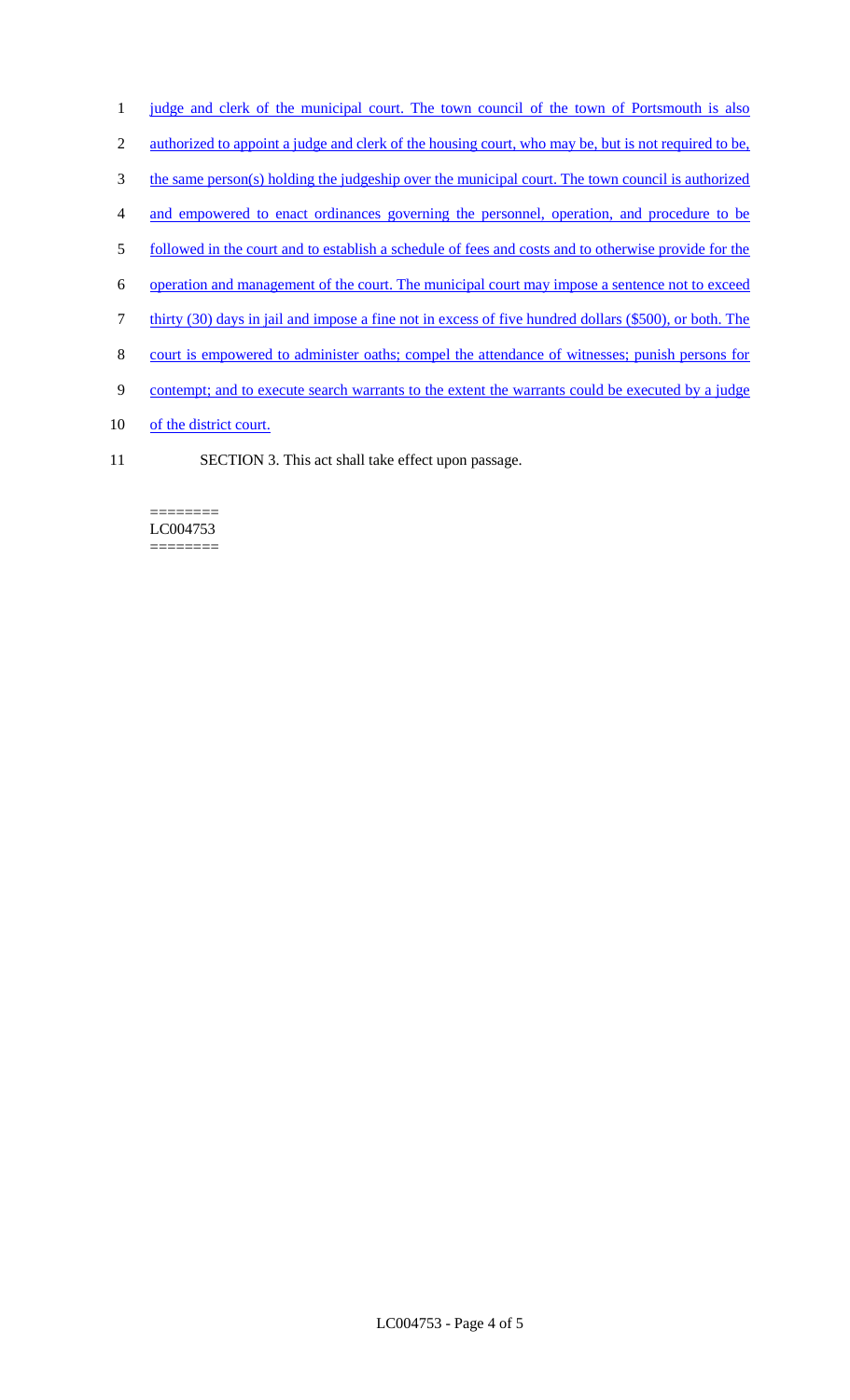judge and clerk of the municipal court. The town council of the town of Portsmouth is also authorized to appoint a judge and clerk of the housing court, who may be, but is not required to be, the same person(s) holding the judgeship over the municipal court. The town council is authorized and empowered to enact ordinances governing the personnel, operation, and procedure to be followed in the court and to establish a schedule of fees and costs and to otherwise provide for the operation and management of the court. The municipal court may impose a sentence not to exceed thirty (30) days in jail and impose a fine not in excess of five hundred dollars ($500), or both. The court is empowered to administer oaths; compel the attendance of witnesses; punish persons for contempt; and to execute search warrants to the extent the warrants could be executed by a judge of the district court.

SECTION 3. This act shall take effect upon passage.

========
LC004753
========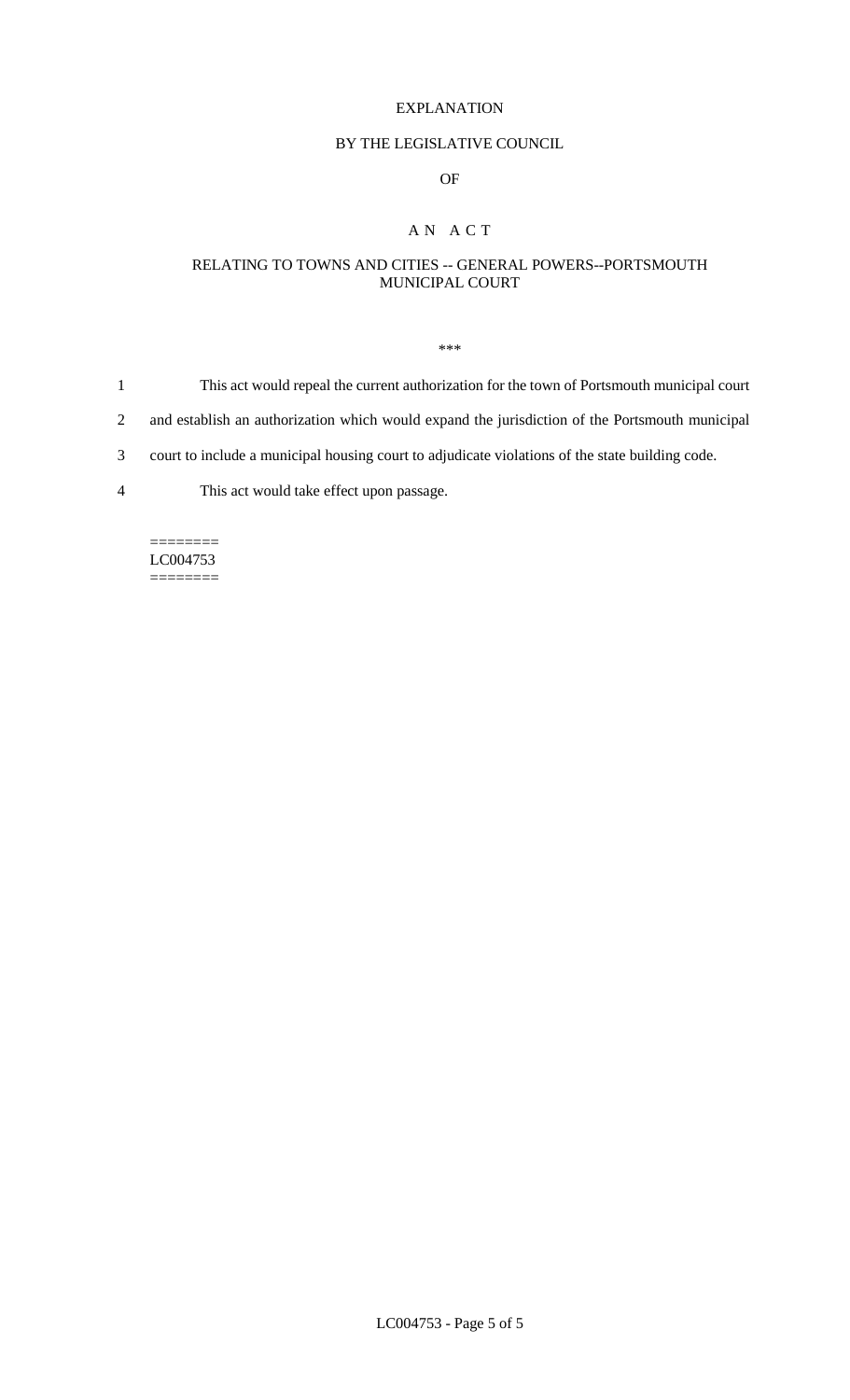EXPLANATION

BY THE LEGISLATIVE COUNCIL

OF

A N A C T

RELATING TO TOWNS AND CITIES -- GENERAL POWERS--PORTSMOUTH MUNICIPAL COURT

\*\*\*

1 This act would repeal the current authorization for the town of Portsmouth municipal court
2 and establish an authorization which would expand the jurisdiction of the Portsmouth municipal
3 court to include a municipal housing court to adjudicate violations of the state building code.
4 This act would take effect upon passage.

========
LC004753
========